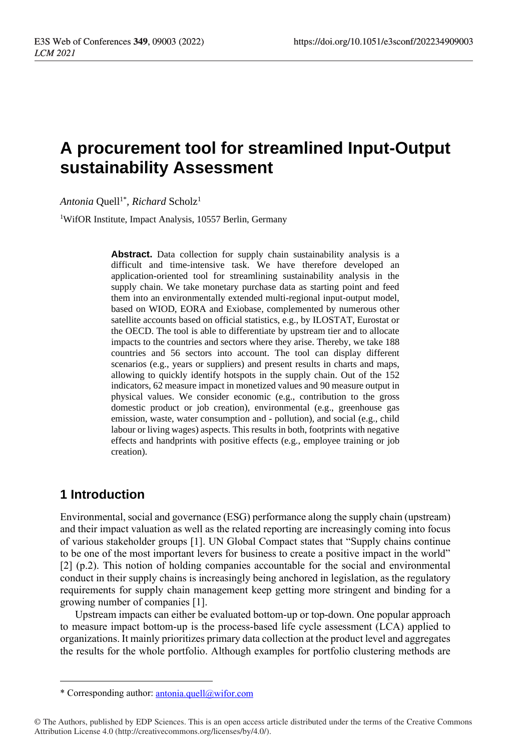# A procurement tool for streamlined Input-Output sustainability Assessment

*Antonia* Quell[1*], *Richard* Scholz[1]

[1]WifOR Institute, Impact Analysis, 10557 Berlin, Germany

**Abstract.** Data collection for supply chain sustainability analysis is a difficult and time-intensive task. We have therefore developed an application-oriented tool for streamlining sustainability analysis in the supply chain. We take monetary purchase data as starting point and feed them into an environmentally extended multi-regional input-output model, based on WIOD, EORA and Exiobase, complemented by numerous other satellite accounts based on official statistics, e.g., by ILOSTAT, Eurostat or the OECD. The tool is able to differentiate by upstream tier and to allocate impacts to the countries and sectors where they arise. Thereby, we take 188 countries and 56 sectors into account. The tool can display different scenarios (e.g., years or suppliers) and present results in charts and maps, allowing to quickly identify hotspots in the supply chain. Out of the 152 indicators, 62 measure impact in monetized values and 90 measure output in physical values. We consider economic (e.g., contribution to the gross domestic product or job creation), environmental (e.g., greenhouse gas emission, waste, water consumption and - pollution), and social (e.g., child labour or living wages) aspects. This results in both, footprints with negative effects and handprints with positive effects (e.g., employee training or job creation).

## 1 Introduction

Environmental, social and governance (ESG) performance along the supply chain (upstream) and their impact valuation as well as the related reporting are increasingly coming into focus of various stakeholder groups [1]. UN Global Compact states that "Supply chains continue to be one of the most important levers for business to create a positive impact in the world" [2] (p.2). This notion of holding companies accountable for the social and environmental conduct in their supply chains is increasingly being anchored in legislation, as the regulatory requirements for supply chain management keep getting more stringent and binding for a growing number of companies [1].

Upstream impacts can either be evaluated bottom-up or top-down. One popular approach to measure impact bottom-up is the process-based life cycle assessment (LCA) applied to organizations. It mainly prioritizes primary data collection at the product level and aggregates the results for the whole portfolio. Although examples for portfolio clustering methods are

---

\* Corresponding author: antonia.quell@wifor.com

© The Authors, published by EDP Sciences. This is an open access article distributed under the terms of the Creative Commons Attribution License 4.0 (http://creativecommons.org/licenses/by/4.0/).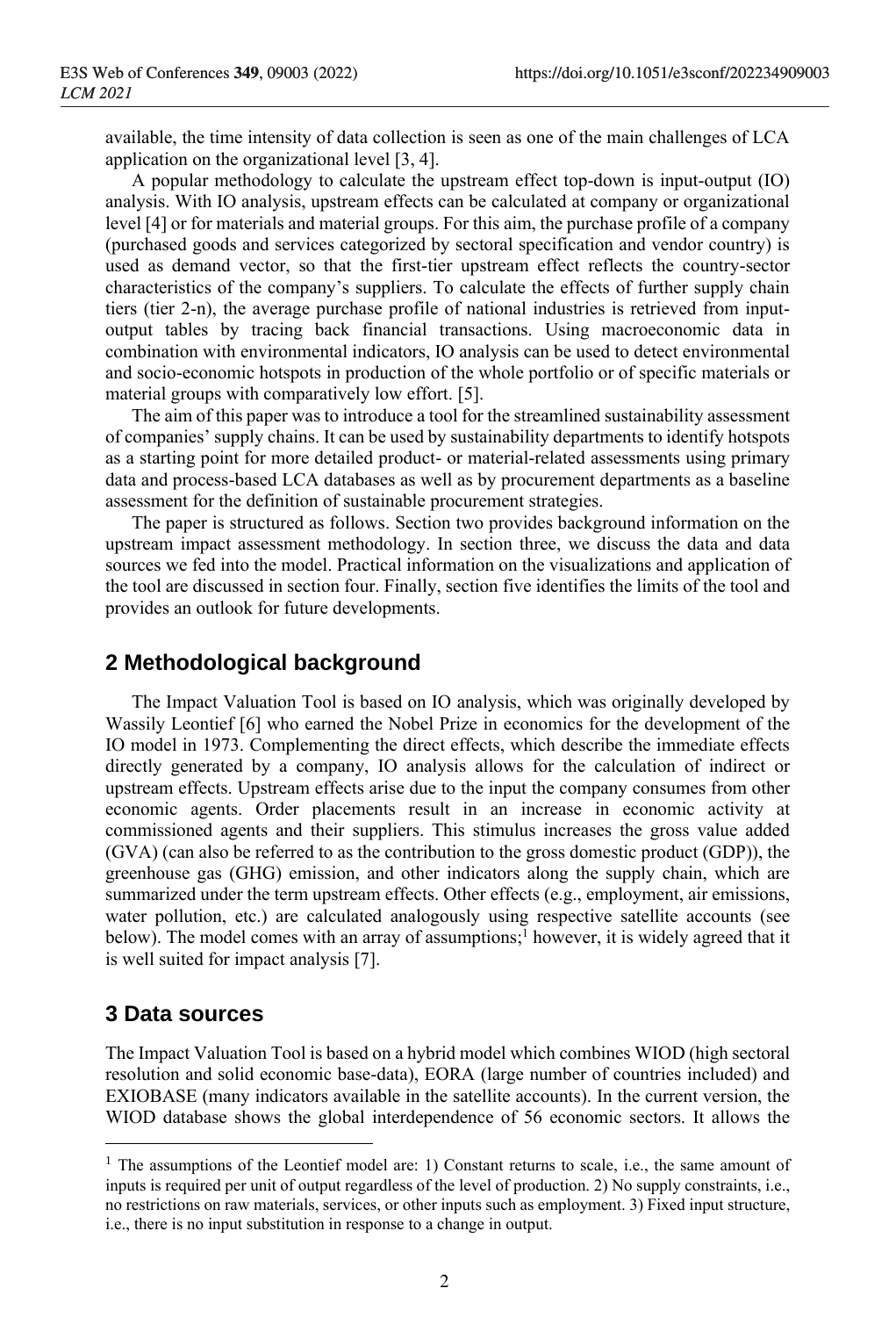available, the time intensity of data collection is seen as one of the main challenges of LCA application on the organizational level [3, 4].

A popular methodology to calculate the upstream effect top-down is input-output (IO) analysis. With IO analysis, upstream effects can be calculated at company or organizational level [4] or for materials and material groups. For this aim, the purchase profile of a company (purchased goods and services categorized by sectoral specification and vendor country) is used as demand vector, so that the first-tier upstream effect reflects the country-sector characteristics of the company's suppliers. To calculate the effects of further supply chain tiers (tier 2-n), the average purchase profile of national industries is retrieved from input-output tables by tracing back financial transactions. Using macroeconomic data in combination with environmental indicators, IO analysis can be used to detect environmental and socio-economic hotspots in production of the whole portfolio or of specific materials or material groups with comparatively low effort. [5].

The aim of this paper was to introduce a tool for the streamlined sustainability assessment of companies' supply chains. It can be used by sustainability departments to identify hotspots as a starting point for more detailed product- or material-related assessments using primary data and process-based LCA databases as well as by procurement departments as a baseline assessment for the definition of sustainable procurement strategies.

The paper is structured as follows. Section two provides background information on the upstream impact assessment methodology. In section three, we discuss the data and data sources we fed into the model. Practical information on the visualizations and application of the tool are discussed in section four. Finally, section five identifies the limits of the tool and provides an outlook for future developments.

## 2 Methodological background

The Impact Valuation Tool is based on IO analysis, which was originally developed by Wassily Leontief [6] who earned the Nobel Prize in economics for the development of the IO model in 1973. Complementing the direct effects, which describe the immediate effects directly generated by a company, IO analysis allows for the calculation of indirect or upstream effects. Upstream effects arise due to the input the company consumes from other economic agents. Order placements result in an increase in economic activity at commissioned agents and their suppliers. This stimulus increases the gross value added (GVA) (can also be referred to as the contribution to the gross domestic product (GDP)), the greenhouse gas (GHG) emission, and other indicators along the supply chain, which are summarized under the term upstream effects. Other effects (e.g., employment, air emissions, water pollution, etc.) are calculated analogously using respective satellite accounts (see below). The model comes with an array of assumptions;[1] however, it is widely agreed that it is well suited for impact analysis [7].

## 3 Data sources

The Impact Valuation Tool is based on a hybrid model which combines WIOD (high sectoral resolution and solid economic base-data), EORA (large number of countries included) and EXIOBASE (many indicators available in the satellite accounts). In the current version, the WIOD database shows the global interdependence of 56 economic sectors. It allows the

[1] The assumptions of the Leontief model are: 1) Constant returns to scale, i.e., the same amount of inputs is required per unit of output regardless of the level of production. 2) No supply constraints, i.e., no restrictions on raw materials, services, or other inputs such as employment. 3) Fixed input structure, i.e., there is no input substitution in response to a change in output.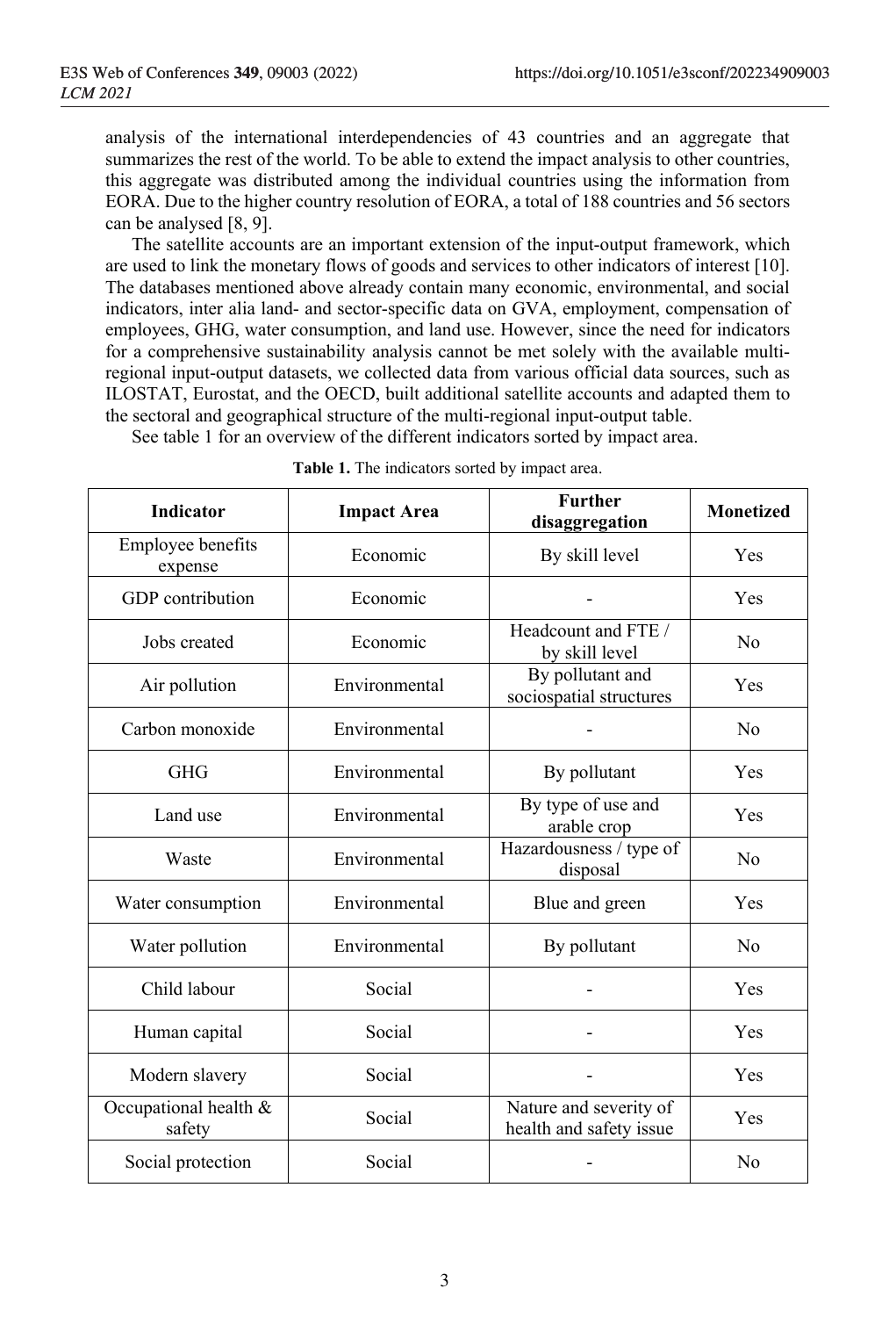analysis of the international interdependencies of 43 countries and an aggregate that summarizes the rest of the world. To be able to extend the impact analysis to other countries, this aggregate was distributed among the individual countries using the information from EORA. Due to the higher country resolution of EORA, a total of 188 countries and 56 sectors can be analysed [8, 9].

The satellite accounts are an important extension of the input-output framework, which are used to link the monetary flows of goods and services to other indicators of interest [10]. The databases mentioned above already contain many economic, environmental, and social indicators, inter alia land- and sector-specific data on GVA, employment, compensation of employees, GHG, water consumption, and land use. However, since the need for indicators for a comprehensive sustainability analysis cannot be met solely with the available multi-regional input-output datasets, we collected data from various official data sources, such as ILOSTAT, Eurostat, and the OECD, built additional satellite accounts and adapted them to the sectoral and geographical structure of the multi-regional input-output table.

See table 1 for an overview of the different indicators sorted by impact area.

**Table 1.** The indicators sorted by impact area.

| Indicator | Impact Area | Further disaggregation | Monetized |
|---|---|---|---|
| Employee benefits expense | Economic | By skill level | Yes |
| GDP contribution | Economic | - | Yes |
| Jobs created | Economic | Headcount and FTE / by skill level | No |
| Air pollution | Environmental | By pollutant and sociospatial structures | Yes |
| Carbon monoxide | Environmental | - | No |
| GHG | Environmental | By pollutant | Yes |
| Land use | Environmental | By type of use and arable crop | Yes |
| Waste | Environmental | Hazardousness / type of disposal | No |
| Water consumption | Environmental | Blue and green | Yes |
| Water pollution | Environmental | By pollutant | No |
| Child labour | Social | - | Yes |
| Human capital | Social | - | Yes |
| Modern slavery | Social | - | Yes |
| Occupational health & safety | Social | Nature and severity of health and safety issue | Yes |
| Social protection | Social | - | No |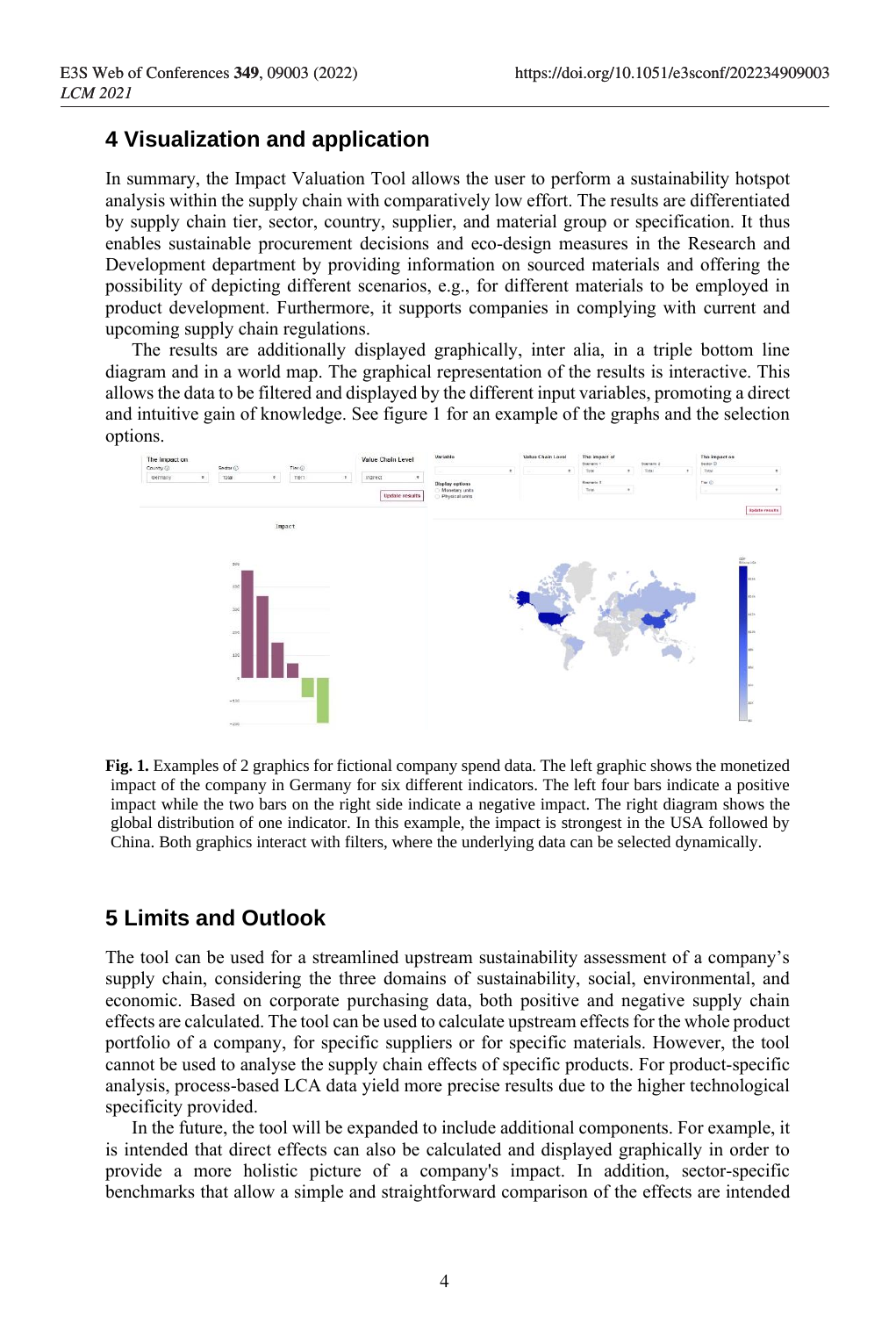## 4 Visualization and application

In summary, the Impact Valuation Tool allows the user to perform a sustainability hotspot analysis within the supply chain with comparatively low effort. The results are differentiated by supply chain tier, sector, country, supplier, and material group or specification. It thus enables sustainable procurement decisions and eco-design measures in the Research and Development department by providing information on sourced materials and offering the possibility of depicting different scenarios, e.g., for different materials to be employed in product development. Furthermore, it supports companies in complying with current and upcoming supply chain regulations.

The results are additionally displayed graphically, inter alia, in a triple bottom line diagram and in a world map. The graphical representation of the results is interactive. This allows the data to be filtered and displayed by the different input variables, promoting a direct and intuitive gain of knowledge. See figure 1 for an example of the graphs and the selection options.

**Fig. 1.** Examples of 2 graphics for fictional company spend data. The left graphic shows the monetized impact of the company in Germany for six different indicators. The left four bars indicate a positive impact while the two bars on the right side indicate a negative impact. The right diagram shows the global distribution of one indicator. In this example, the impact is strongest in the USA followed by China. Both graphics interact with filters, where the underlying data can be selected dynamically.

## 5 Limits and Outlook

The tool can be used for a streamlined upstream sustainability assessment of a company's supply chain, considering the three domains of sustainability, social, environmental, and economic. Based on corporate purchasing data, both positive and negative supply chain effects are calculated. The tool can be used to calculate upstream effects for the whole product portfolio of a company, for specific suppliers or for specific materials. However, the tool cannot be used to analyse the supply chain effects of specific products. For product-specific analysis, process-based LCA data yield more precise results due to the higher technological specificity provided.

In the future, the tool will be expanded to include additional components. For example, it is intended that direct effects can also be calculated and displayed graphically in order to provide a more holistic picture of a company's impact. In addition, sector-specific benchmarks that allow a simple and straightforward comparison of the effects are intended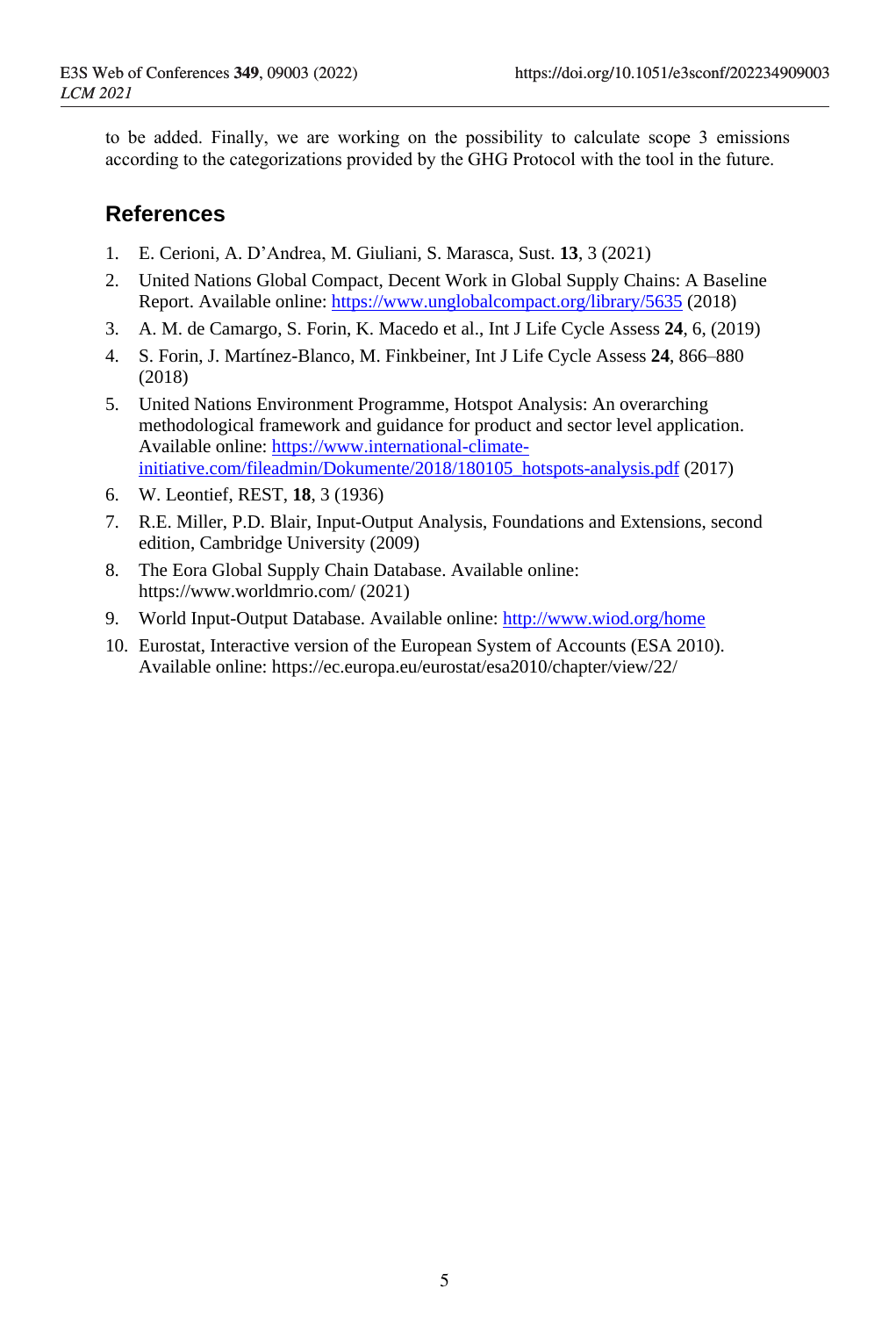to be added. Finally, we are working on the possibility to calculate scope 3 emissions according to the categorizations provided by the GHG Protocol with the tool in the future.

## References

1. E. Cerioni, A. D’Andrea, M. Giuliani, S. Marasca, Sust. **13**, 3 (2021)
2. United Nations Global Compact, Decent Work in Global Supply Chains: A Baseline Report. Available online: https://www.unglobalcompact.org/library/5635 (2018)
3. A. M. de Camargo, S. Forin, K. Macedo et al., Int J Life Cycle Assess **24**, 6, (2019)
4. S. Forin, J. Martínez-Blanco, M. Finkbeiner, Int J Life Cycle Assess **24**, 866–880 (2018)
5. United Nations Environment Programme, Hotspot Analysis: An overarching methodological framework and guidance for product and sector level application. Available online: https://www.international-climate-initiative.com/fileadmin/Dokumente/2018/180105_hotspots-analysis.pdf (2017)
6. W. Leontief, REST, **18**, 3 (1936)
7. R.E. Miller, P.D. Blair, Input-Output Analysis, Foundations and Extensions, second edition, Cambridge University (2009)
8. The Eora Global Supply Chain Database. Available online: https://www.worldmrio.com/ (2021)
9. World Input-Output Database. Available online: http://www.wiod.org/home
10. Eurostat, Interactive version of the European System of Accounts (ESA 2010). Available online: https://ec.europa.eu/eurostat/esa2010/chapter/view/22/